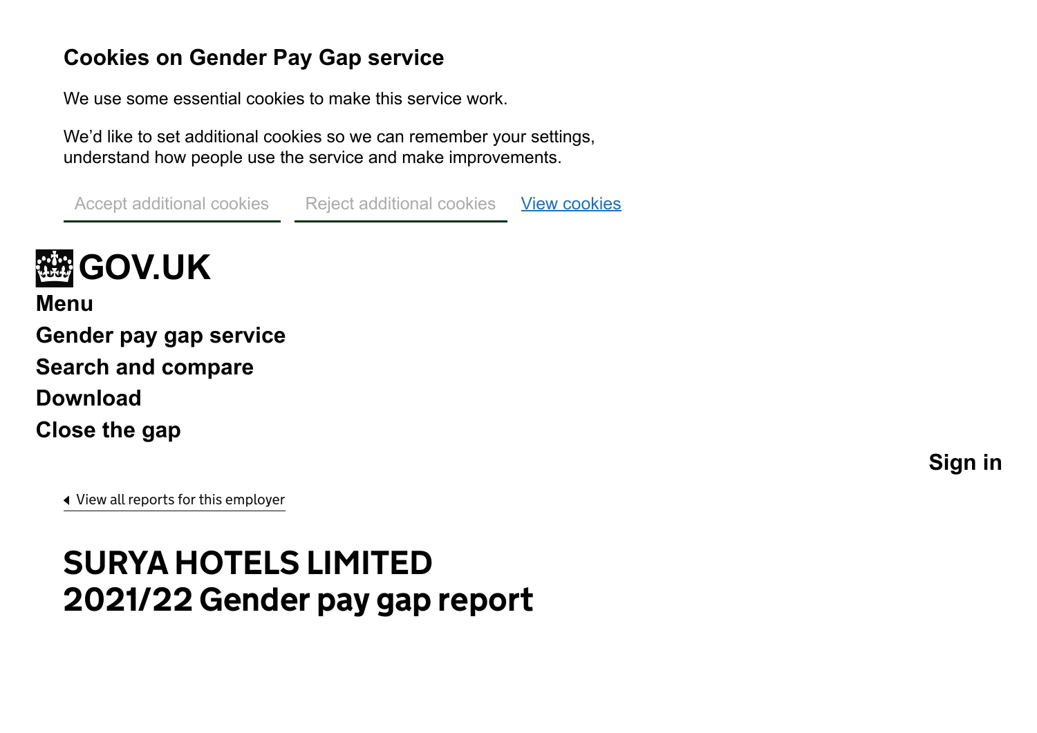## Cookies on Gender Pay Gap service

We use some essential cookies to make this service work.

We'd like to set additional cookies so we can remember your settings, understand how people use the service and make improvements.

Accept additional cookies    Reject additional cookies    [View cookies]

**GOV.UK**

**Menu**

**Gender pay gap service**

**Search and compare**

**Download**

**Close the gap**

**Sign in**

View all reports for this employer

# SURYA HOTELS LIMITED 2021/22 Gender pay gap report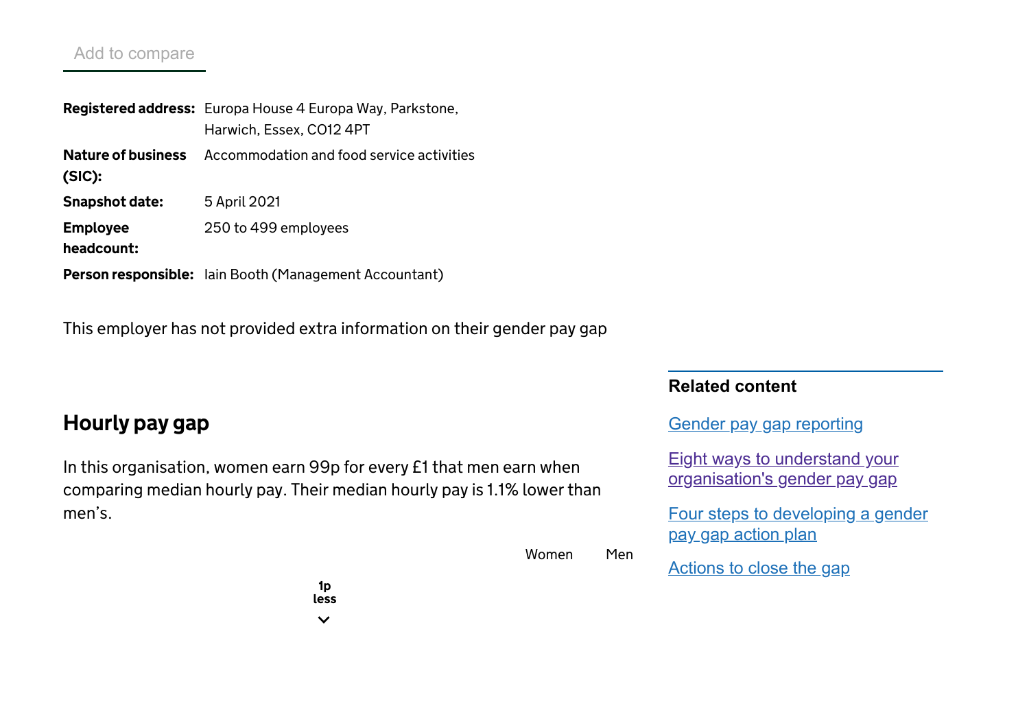Add to compare

**Registered address:** Europa House 4 Europa Way, Parkstone, Harwich, Essex, CO12 4PT

**Nature of business (SIC):** Accommodation and food service activities

**Snapshot date:** 5 April 2021

**Employee headcount:** 250 to 499 employees

**Person responsible:** Iain Booth (Management Accountant)

This employer has not provided extra information on their gender pay gap

## Hourly pay gap

In this organisation, women earn 99p for every £1 that men earn when comparing median hourly pay. Their median hourly pay is 1.1% lower than men's.

Women Men

1p less

### Related content

[Gender pay gap reporting]

[Eight ways to understand your organisation's gender pay gap]

[Four steps to developing a gender pay gap action plan]

[Actions to close the gap]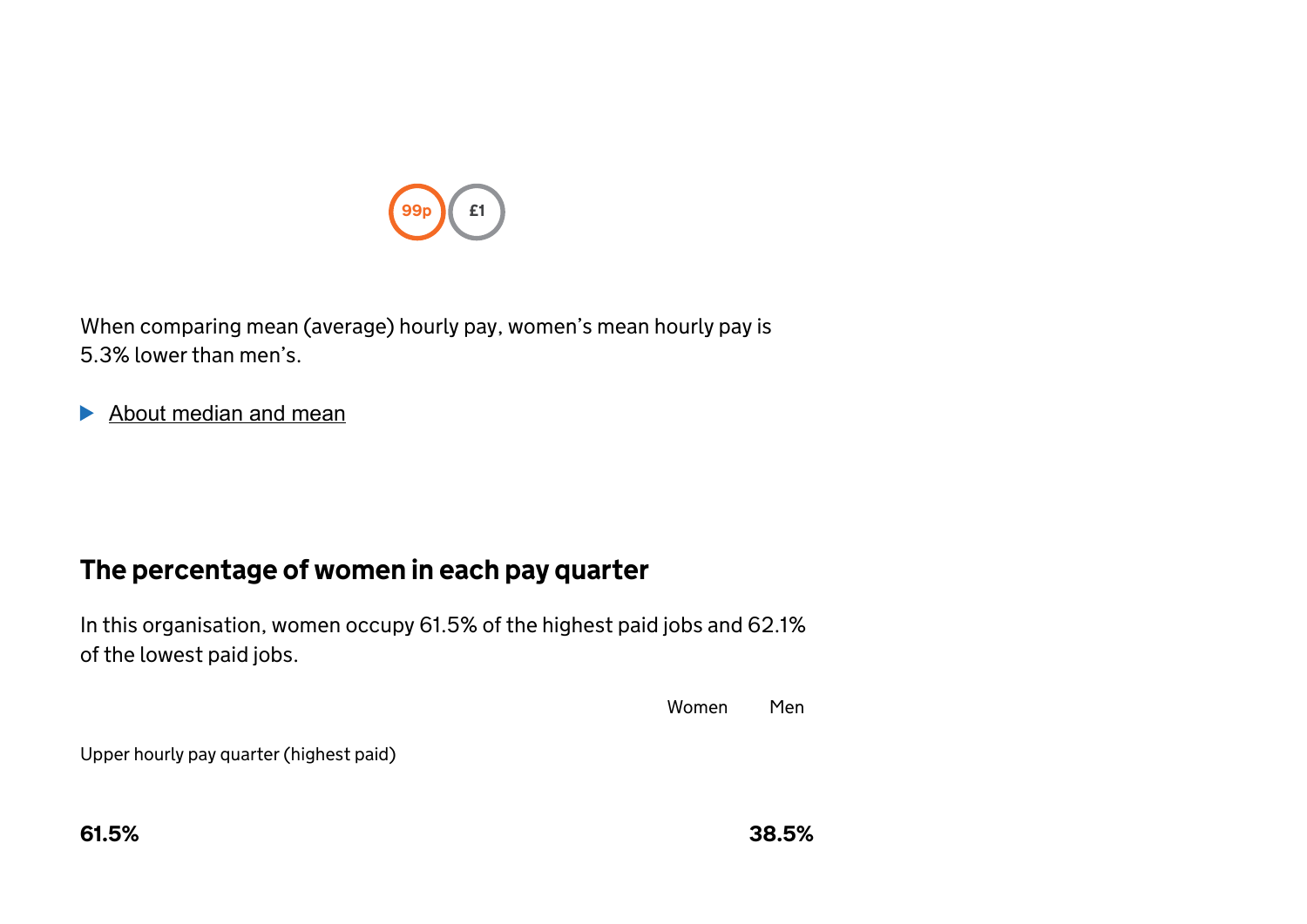99p £1

When comparing mean (average) hourly pay, women's mean hourly pay is 5.3% lower than men's.

▶ About median and mean

## The percentage of women in each pay quarter

In this organisation, women occupy 61.5% of the highest paid jobs and 62.1% of the lowest paid jobs.

| | Women | Men |
|---|---|---|
| Upper hourly pay quarter (highest paid) | 61.5% | 38.5% |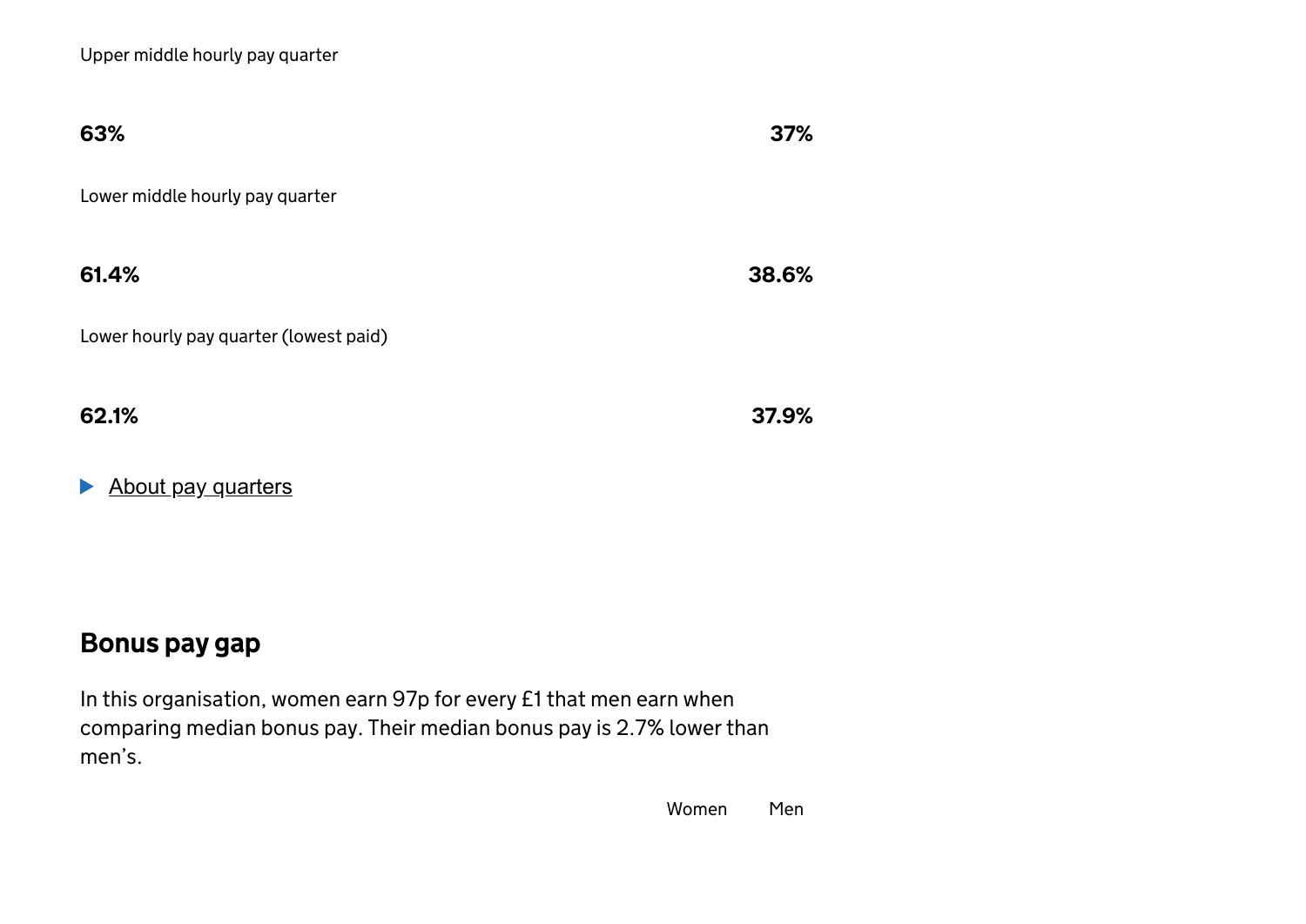Upper middle hourly pay quarter

**63%** **37%**

Lower middle hourly pay quarter

**61.4%** **38.6%**

Lower hourly pay quarter (lowest paid)

**62.1%** **37.9%**

About pay quarters

## Bonus pay gap

In this organisation, women earn 97p for every £1 that men earn when comparing median bonus pay. Their median bonus pay is 2.7% lower than men's.

Women Men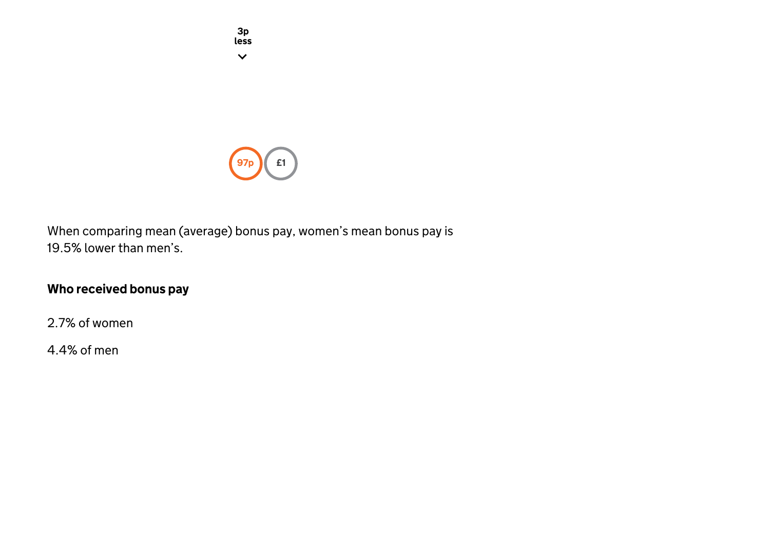3p
less

97p £1

When comparing mean (average) bonus pay, women's mean bonus pay is 19.5% lower than men's.

**Who received bonus pay**

2.7% of women

4.4% of men